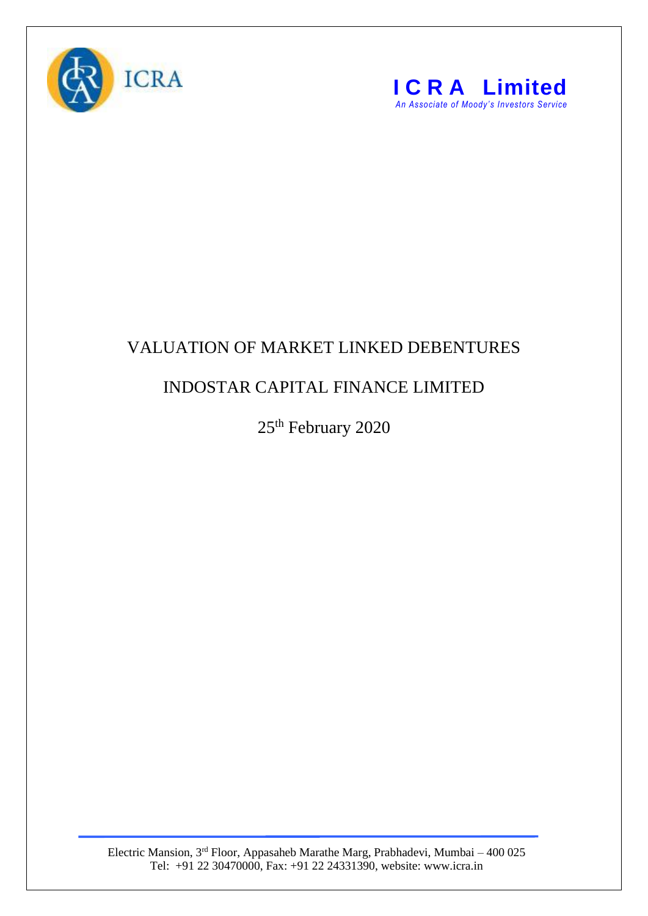ICRA

**ICRA Limited**

*An Associate of Moody's Investors Service*

# VALUATION OF MARKET LINKED DEBENTURES

## INDOSTAR CAPITAL FINANCE LIMITED

25th February 2020

Electric Mansion, 3rd Floor, Appasaheb Marathe Marg, Prabhadevi, Mumbai – 400 025
Tel: +91 22 30470000, Fax: +91 22 24331390, website: www.icra.in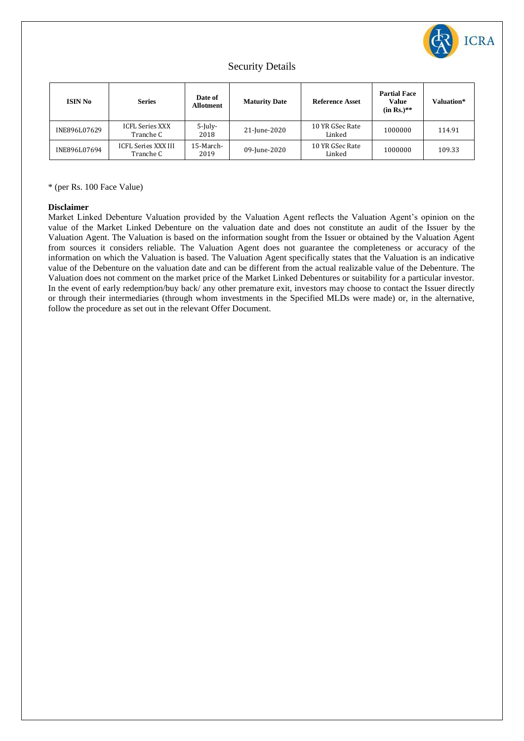# Security Details

| ISIN No | Series | Date of Allotment | Maturity Date | Reference Asset | Partial Face Value (in Rs.)** | Valuation* |
|---|---|---|---|---|---|---|
| INE896L07629 | ICFL Series XXX Tranche C | 5-July-2018 | 21-June-2020 | 10 YR GSec Rate Linked | 1000000 | 114.91 |
| INE896L07694 | ICFL Series XXX III Tranche C | 15-March-2019 | 09-June-2020 | 10 YR GSec Rate Linked | 1000000 | 109.33 |

* (per Rs. 100 Face Value)

**Disclaimer**

Market Linked Debenture Valuation provided by the Valuation Agent reflects the Valuation Agent's opinion on the value of the Market Linked Debenture on the valuation date and does not constitute an audit of the Issuer by the Valuation Agent. The Valuation is based on the information sought from the Issuer or obtained by the Valuation Agent from sources it considers reliable. The Valuation Agent does not guarantee the completeness or accuracy of the information on which the Valuation is based. The Valuation Agent specifically states that the Valuation is an indicative value of the Debenture on the valuation date and can be different from the actual realizable value of the Debenture. The Valuation does not comment on the market price of the Market Linked Debentures or suitability for a particular investor. In the event of early redemption/buy back/ any other premature exit, investors may choose to contact the Issuer directly or through their intermediaries (through whom investments in the Specified MLDs were made) or, in the alternative, follow the procedure as set out in the relevant Offer Document.